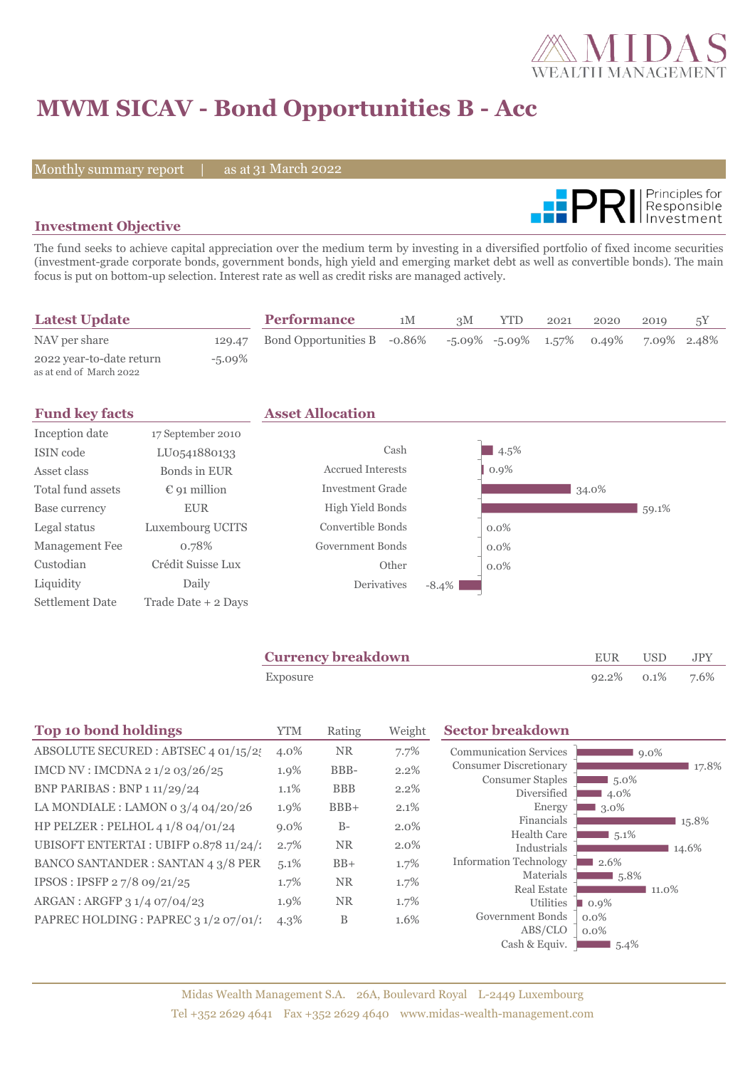# MWM SICAV - Bond Opportunities B - Acc

Monthly summary report | as at 31 March 2022

## Investment Objective

The fund seeks to achieve capital appreciation over the medium term by investing in a diversified portfolio of fixed income securities (investment-grade corporate bonds, government bonds, high yield and emerging market debt as well as convertible bonds). The main focus is put on bottom-up selection. Interest rate as well as credit risks are managed actively.

## Latest Update

| | |
|---|---|
| NAV per share | 129.47 |
| 2022 year-to-date return<br>as at end of March 2022 | -5.09% |

## Performance

| | 1M | 3M | YTD | 2021 | 2020 | 2019 | 5Y |
|---|---|---|---|---|---|---|---|
| Bond Opportunities B | -0.86% | -5.09% | -5.09% | 1.57% | 0.49% | 7.09% | 2.48% |

## Fund key facts

| | |
|---|---|
| Inception date | 17 September 2010 |
| ISIN code | LU0541880133 |
| Asset class | Bonds in EUR |
| Total fund assets | € 91 million |
| Base currency | EUR |
| Legal status | Luxembourg UCITS |
| Management Fee | 0.78% |
| Custodian | Crédit Suisse Lux |
| Liquidity | Daily |
| Settlement Date | Trade Date + 2 Days |

## Asset Allocation

| | |
|---|---|
| Cash | 4.5% |
| Accrued Interests | 0.9% |
| Investment Grade | 34.0% |
| High Yield Bonds | 59.1% |
| Convertible Bonds | 0.0% |
| Government Bonds | 0.0% |
| Other | 0.0% |
| Derivatives | -8.4% |

## Currency breakdown

| | EUR | USD | JPY |
|---|---|---|---|
| Exposure | 92.2% | 0.1% | 7.6% |

## Top 10 bond holdings

| | YTM | Rating | Weight |
|---|---|---|---|
| ABSOLUTE SECURED : ABTSEC 4 01/15/2 | 4.0% | NR | 7.7% |
| IMCD NV : IMCDNA 2 1/2 03/26/25 | 1.9% | BBB- | 2.2% |
| BNP PARIBAS : BNP 1 11/29/24 | 1.1% | BBB | 2.2% |
| LA MONDIALE : LAMON 0 3/4 04/20/26 | 1.9% | BBB+ | 2.1% |
| HP PELZER : PELHOL 4 1/8 04/01/24 | 9.0% | B- | 2.0% |
| UBISOFT ENTERTAI : UBIFP 0.878 11/24/ | 2.7% | NR | 2.0% |
| BANCO SANTANDER : SANTAN 4 3/8 PER | 5.1% | BB+ | 1.7% |
| IPSOS : IPSFP 2 7/8 09/21/25 | 1.7% | NR | 1.7% |
| ARGAN : ARGFP 3 1/4 07/04/23 | 1.9% | NR | 1.7% |
| PAPREC HOLDING : PAPREC 3 1/2 07/01/ | 4.3% | B | 1.6% |

## Sector breakdown

| | |
|---|---|
| Communication Services | 9.0% |
| Consumer Discretionary | 17.8% |
| Consumer Staples | 5.0% |
| Diversified | 4.0% |
| Energy | 3.0% |
| Financials | 15.8% |
| Health Care | 5.1% |
| Industrials | 14.6% |
| Information Technology | 2.6% |
| Materials | 5.8% |
| Real Estate | 11.0% |
| Utilities | 0.9% |
| Government Bonds | 0.0% |
| ABS/CLO | 0.0% |
| Cash & Equiv. | 5.4% |

Midas Wealth Management S.A. 26A, Boulevard Royal L-2449 Luxembourg
Tel +352 2629 4641 Fax +352 2629 4640 www.midas-wealth-management.com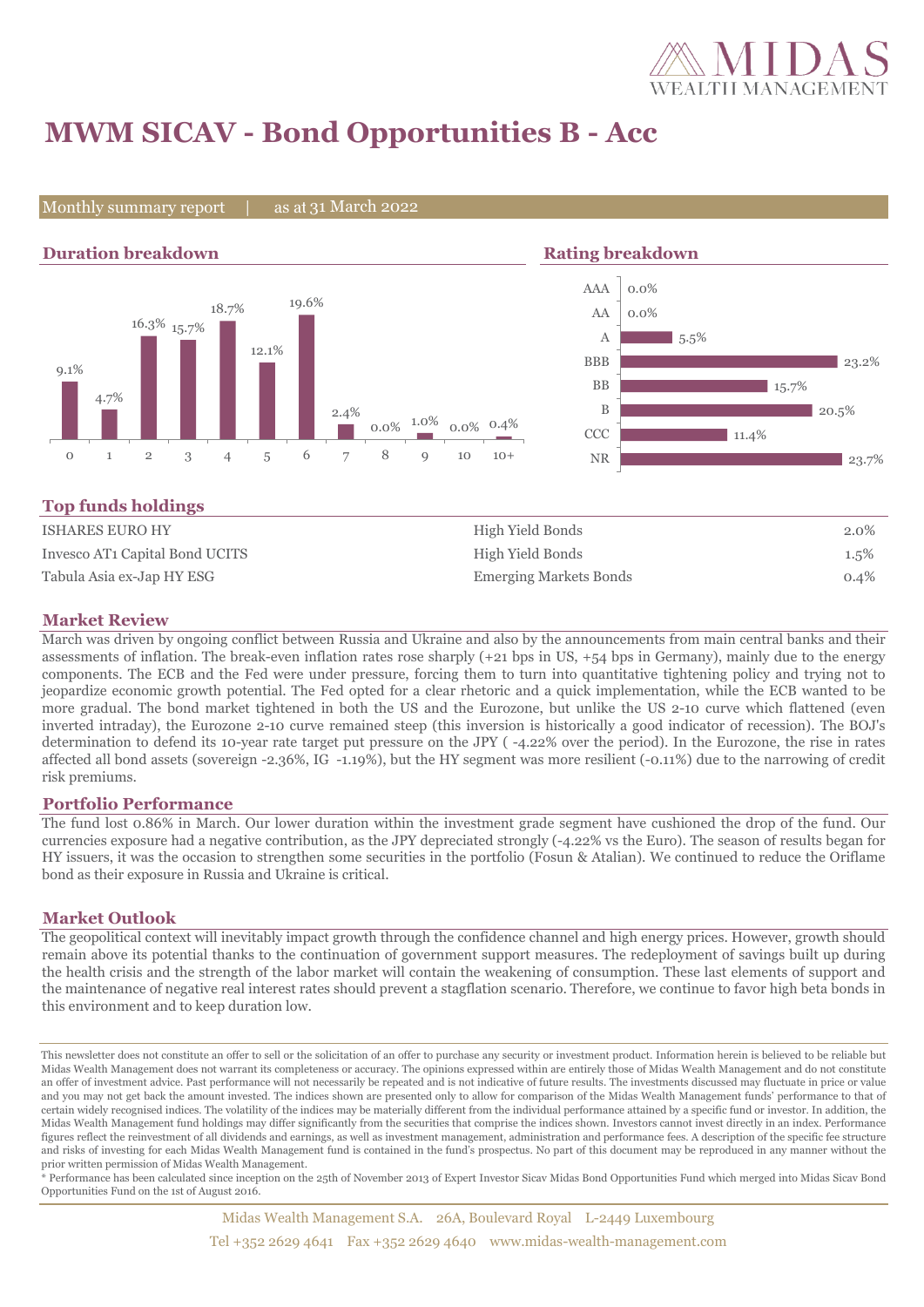# MWM SICAV - Bond Opportunities B - Acc

Monthly summary report | as at 31 March 2022

## Duration breakdown

9.1%
4.7%
16.3%
15.7%
18.7%
12.1%
19.6%
2.4%
0.0%
1.0%
0.0%
0.4%

0 1 2 3 4 5 6 7 8 9 10 10+

## Rating breakdown

AAA 0.0%
AA 0.0%
A 5.5%
BBB 23.2%
BB 15.7%
B 20.5%
CCC 11.4%
NR 23.7%

## Top funds holdings

| | | |
|---|---|---|
| ISHARES EURO HY | High Yield Bonds | 2.0% |
| Invesco AT1 Capital Bond UCITS | High Yield Bonds | 1.5% |
| Tabula Asia ex-Jap HY ESG | Emerging Markets Bonds | 0.4% |

## Market Review

March was driven by ongoing conflict between Russia and Ukraine and also by the announcements from main central banks and their assessments of inflation. The break-even inflation rates rose sharply (+21 bps in US, +54 bps in Germany), mainly due to the energy components. The ECB and the Fed were under pressure, forcing them to turn into quantitative tightening policy and trying not to jeopardize economic growth potential. The Fed opted for a clear rhetoric and a quick implementation, while the ECB wanted to be more gradual. The bond market tightened in both the US and the Eurozone, but unlike the US 2-10 curve which flattened (even inverted intraday), the Eurozone 2-10 curve remained steep (this inversion is historically a good indicator of recession). The BOJ's determination to defend its 10-year rate target put pressure on the JPY ( -4.22% over the period). In the Eurozone, the rise in rates affected all bond assets (sovereign -2.36%, IG -1.19%), but the HY segment was more resilient (-0.11%) due to the narrowing of credit risk premiums.

## Portfolio Performance

The fund lost 0.86% in March. Our lower duration within the investment grade segment have cushioned the drop of the fund. Our currencies exposure had a negative contribution, as the JPY depreciated strongly (-4.22% vs the Euro). The season of results began for HY issuers, it was the occasion to strengthen some securities in the portfolio (Fosun & Atalian). We continued to reduce the Oriflame bond as their exposure in Russia and Ukraine is critical.

## Market Outlook

The geopolitical context will inevitably impact growth through the confidence channel and high energy prices. However, growth should remain above its potential thanks to the continuation of government support measures. The redeployment of savings built up during the health crisis and the strength of the labor market will contain the weakening of consumption. These last elements of support and the maintenance of negative real interest rates should prevent a stagflation scenario. Therefore, we continue to favor high beta bonds in this environment and to keep duration low.

This newsletter does not constitute an offer to sell or the solicitation of an offer to purchase any security or investment product. Information herein is believed to be reliable but Midas Wealth Management does not warrant its completeness or accuracy. The opinions expressed within are entirely those of Midas Wealth Management and do not constitute an offer of investment advice. Past performance will not necessarily be repeated and is not indicative of future results. The investments discussed may fluctuate in price or value and you may not get back the amount invested. The indices shown are presented only to allow for comparison of the Midas Wealth Management funds' performance to that of certain widely recognised indices. The volatility of the indices may be materially different from the individual performance attained by a specific fund or investor. In addition, the Midas Wealth Management fund holdings may differ significantly from the securities that comprise the indices shown. Investors cannot invest directly in an index. Performance figures reflect the reinvestment of all dividends and earnings, as well as investment management, administration and performance fees. A description of the specific fee structure and risks of investing for each Midas Wealth Management fund is contained in the fund's prospectus. No part of this document may be reproduced in any manner without the prior written permission of Midas Wealth Management.

\* Performance has been calculated since inception on the 25th of November 2013 of Expert Investor Sicav Midas Bond Opportunities Fund which merged into Midas Sicav Bond Opportunities Fund on the 1st of August 2016.

Midas Wealth Management S.A. 26A, Boulevard Royal L-2449 Luxembourg
Tel +352 2629 4641 Fax +352 2629 4640 www.midas-wealth-management.com